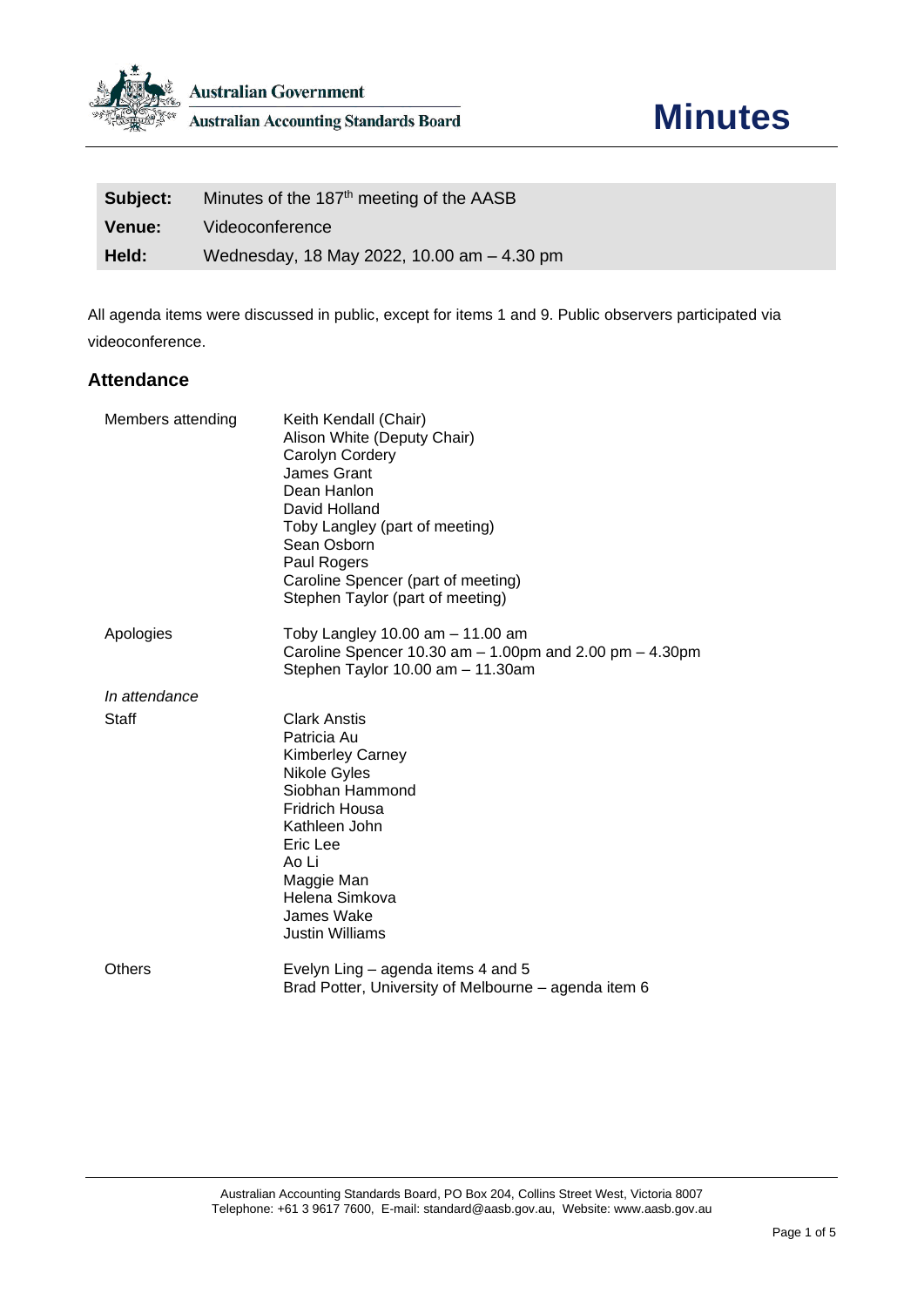Australian Government

Australian Accounting Standards Board

# Minutes

| | |
|---|---|
| **Subject:** | Minutes of the 187th meeting of the AASB |
| **Venue:** | Videoconference |
| **Held:** | Wednesday, 18 May 2022, 10.00 am – 4.30 pm |

All agenda items were discussed in public, except for items 1 and 9. Public observers participated via videoconference.

## Attendance

| | |
|---|---|
| Members attending | Keith Kendall (Chair)<br>Alison White (Deputy Chair)<br>Carolyn Cordery<br>James Grant<br>Dean Hanlon<br>David Holland<br>Toby Langley (part of meeting)<br>Sean Osborn<br>Paul Rogers<br>Caroline Spencer (part of meeting)<br>Stephen Taylor (part of meeting) |
| Apologies | Toby Langley 10.00 am – 11.00 am<br>Caroline Spencer 10.30 am – 1.00pm and 2.00 pm – 4.30pm<br>Stephen Taylor 10.00 am – 11.30am |
| *In attendance* | |
| Staff | Clark Anstis<br>Patricia Au<br>Kimberley Carney<br>Nikole Gyles<br>Siobhan Hammond<br>Fridrich Housa<br>Kathleen John<br>Eric Lee<br>Ao Li<br>Maggie Man<br>Helena Simkova<br>James Wake<br>Justin Williams |
| Others | Evelyn Ling – agenda items 4 and 5<br>Brad Potter, University of Melbourne – agenda item 6 |

Australian Accounting Standards Board, PO Box 204, Collins Street West, Victoria 8007
Telephone: +61 3 9617 7600, E-mail: standard@aasb.gov.au, Website: www.aasb.gov.au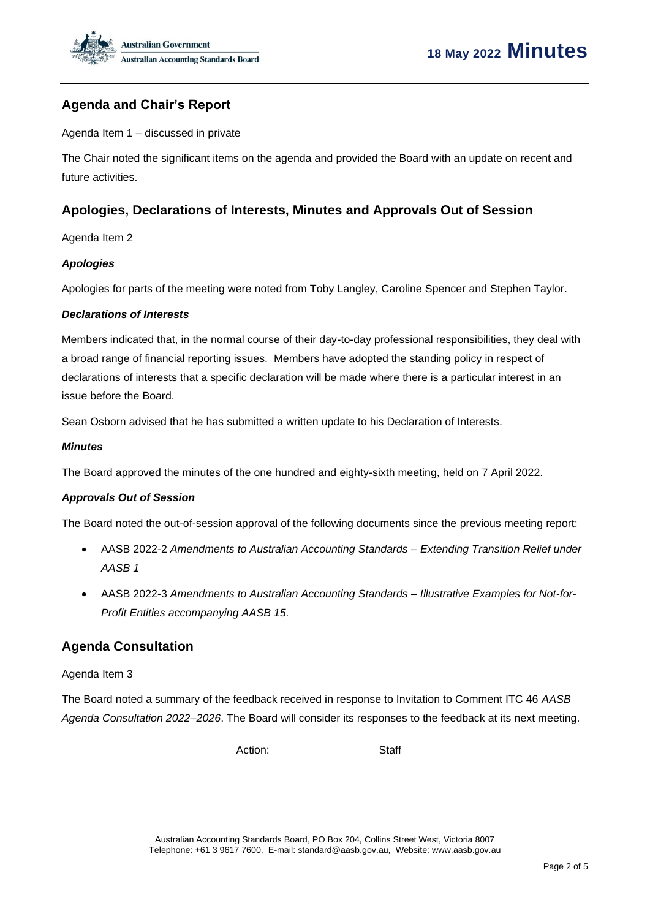## Agenda and Chair's Report

Agenda Item 1 – discussed in private

The Chair noted the significant items on the agenda and provided the Board with an update on recent and future activities.

## Apologies, Declarations of Interests, Minutes and Approvals Out of Session

Agenda Item 2

### *Apologies*

Apologies for parts of the meeting were noted from Toby Langley, Caroline Spencer and Stephen Taylor.

### *Declarations of Interests*

Members indicated that, in the normal course of their day-to-day professional responsibilities, they deal with a broad range of financial reporting issues. Members have adopted the standing policy in respect of declarations of interests that a specific declaration will be made where there is a particular interest in an issue before the Board.

Sean Osborn advised that he has submitted a written update to his Declaration of Interests.

### *Minutes*

The Board approved the minutes of the one hundred and eighty-sixth meeting, held on 7 April 2022.

### *Approvals Out of Session*

The Board noted the out-of-session approval of the following documents since the previous meeting report:

- AASB 2022-2 *Amendments to Australian Accounting Standards – Extending Transition Relief under AASB 1*
- AASB 2022-3 *Amendments to Australian Accounting Standards – Illustrative Examples for Not-for-Profit Entities accompanying AASB 15.*

## Agenda Consultation

Agenda Item 3

The Board noted a summary of the feedback received in response to Invitation to Comment ITC 46 *AASB Agenda Consultation 2022–2026*. The Board will consider its responses to the feedback at its next meeting.

Action: Staff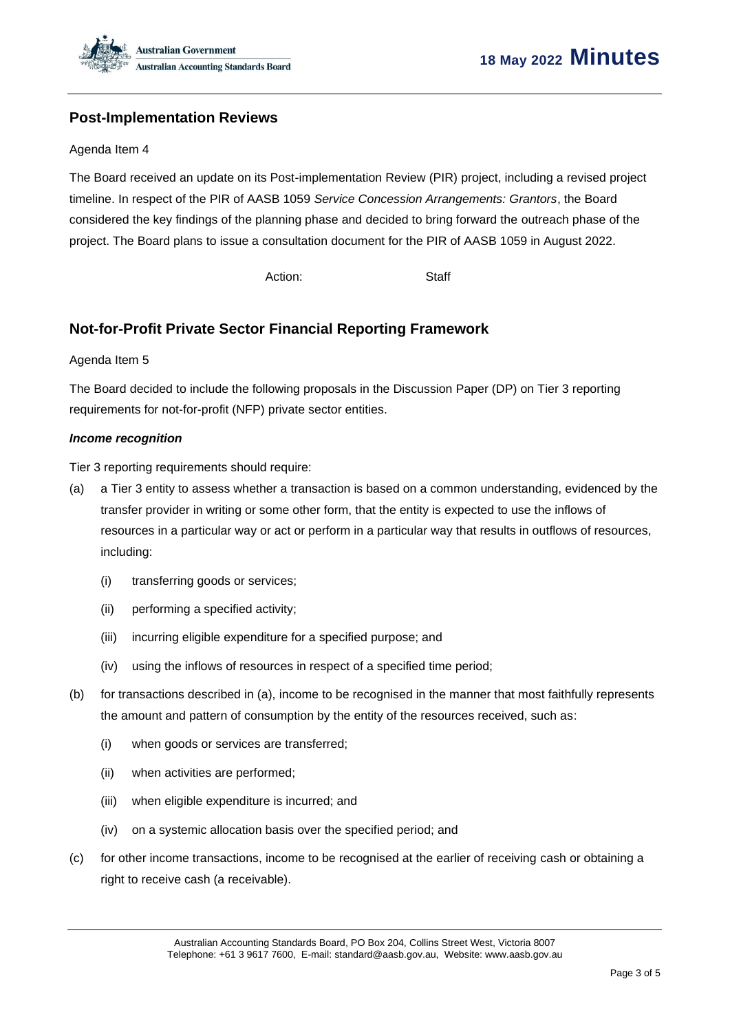## Post-Implementation Reviews

Agenda Item 4

The Board received an update on its Post-implementation Review (PIR) project, including a revised project timeline. In respect of the PIR of AASB 1059 *Service Concession Arrangements: Grantors*, the Board considered the key findings of the planning phase and decided to bring forward the outreach phase of the project. The Board plans to issue a consultation document for the PIR of AASB 1059 in August 2022.

Action: Staff

## Not-for-Profit Private Sector Financial Reporting Framework

Agenda Item 5

The Board decided to include the following proposals in the Discussion Paper (DP) on Tier 3 reporting requirements for not-for-profit (NFP) private sector entities.

***Income recognition***

Tier 3 reporting requirements should require:

(a) a Tier 3 entity to assess whether a transaction is based on a common understanding, evidenced by the transfer provider in writing or some other form, that the entity is expected to use the inflows of resources in a particular way or act or perform in a particular way that results in outflows of resources, including:

  (i) transferring goods or services;

  (ii) performing a specified activity;

  (iii) incurring eligible expenditure for a specified purpose; and

  (iv) using the inflows of resources in respect of a specified time period;

(b) for transactions described in (a), income to be recognised in the manner that most faithfully represents the amount and pattern of consumption by the entity of the resources received, such as:

  (i) when goods or services are transferred;

  (ii) when activities are performed;

  (iii) when eligible expenditure is incurred; and

  (iv) on a systemic allocation basis over the specified period; and

(c) for other income transactions, income to be recognised at the earlier of receiving cash or obtaining a right to receive cash (a receivable).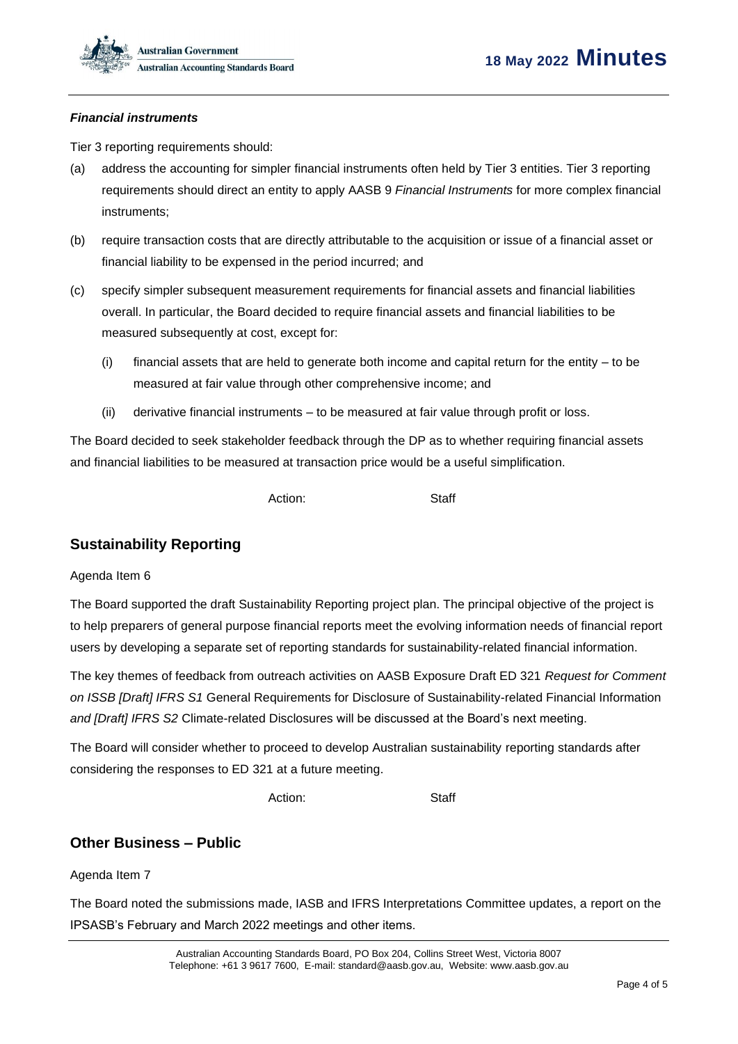***Financial instruments***

Tier 3 reporting requirements should:

(a) address the accounting for simpler financial instruments often held by Tier 3 entities. Tier 3 reporting requirements should direct an entity to apply AASB 9 *Financial Instruments* for more complex financial instruments;

(b) require transaction costs that are directly attributable to the acquisition or issue of a financial asset or financial liability to be expensed in the period incurred; and

(c) specify simpler subsequent measurement requirements for financial assets and financial liabilities overall. In particular, the Board decided to require financial assets and financial liabilities to be measured subsequently at cost, except for:

   (i) financial assets that are held to generate both income and capital return for the entity – to be measured at fair value through other comprehensive income; and

   (ii) derivative financial instruments – to be measured at fair value through profit or loss.

The Board decided to seek stakeholder feedback through the DP as to whether requiring financial assets and financial liabilities to be measured at transaction price would be a useful simplification.

Action: Staff

## Sustainability Reporting

Agenda Item 6

The Board supported the draft Sustainability Reporting project plan. The principal objective of the project is to help preparers of general purpose financial reports meet the evolving information needs of financial report users by developing a separate set of reporting standards for sustainability-related financial information.

The key themes of feedback from outreach activities on AASB Exposure Draft ED 321 *Request for Comment on ISSB [Draft] IFRS S1* General Requirements for Disclosure of Sustainability-related Financial Information *and [Draft] IFRS S2* Climate-related Disclosures will be discussed at the Board's next meeting.

The Board will consider whether to proceed to develop Australian sustainability reporting standards after considering the responses to ED 321 at a future meeting.

Action: Staff

## Other Business – Public

Agenda Item 7

The Board noted the submissions made, IASB and IFRS Interpretations Committee updates, a report on the IPSASB's February and March 2022 meetings and other items.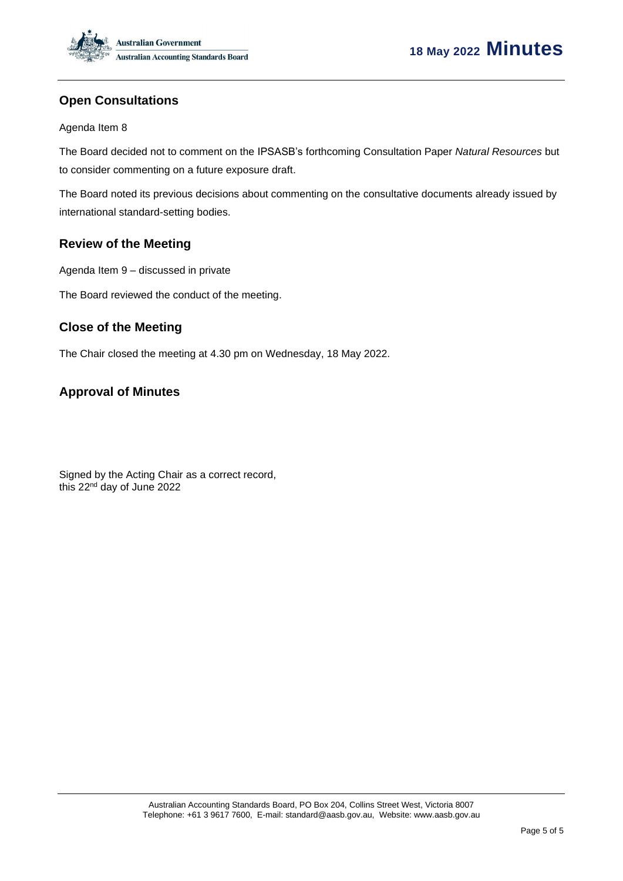## Open Consultations

Agenda Item 8

The Board decided not to comment on the IPSASB's forthcoming Consultation Paper *Natural Resources* but to consider commenting on a future exposure draft.

The Board noted its previous decisions about commenting on the consultative documents already issued by international standard-setting bodies.

## Review of the Meeting

Agenda Item 9 – discussed in private

The Board reviewed the conduct of the meeting.

## Close of the Meeting

The Chair closed the meeting at 4.30 pm on Wednesday, 18 May 2022.

## Approval of Minutes

Signed by the Acting Chair as a correct record,
this 22nd day of June 2022